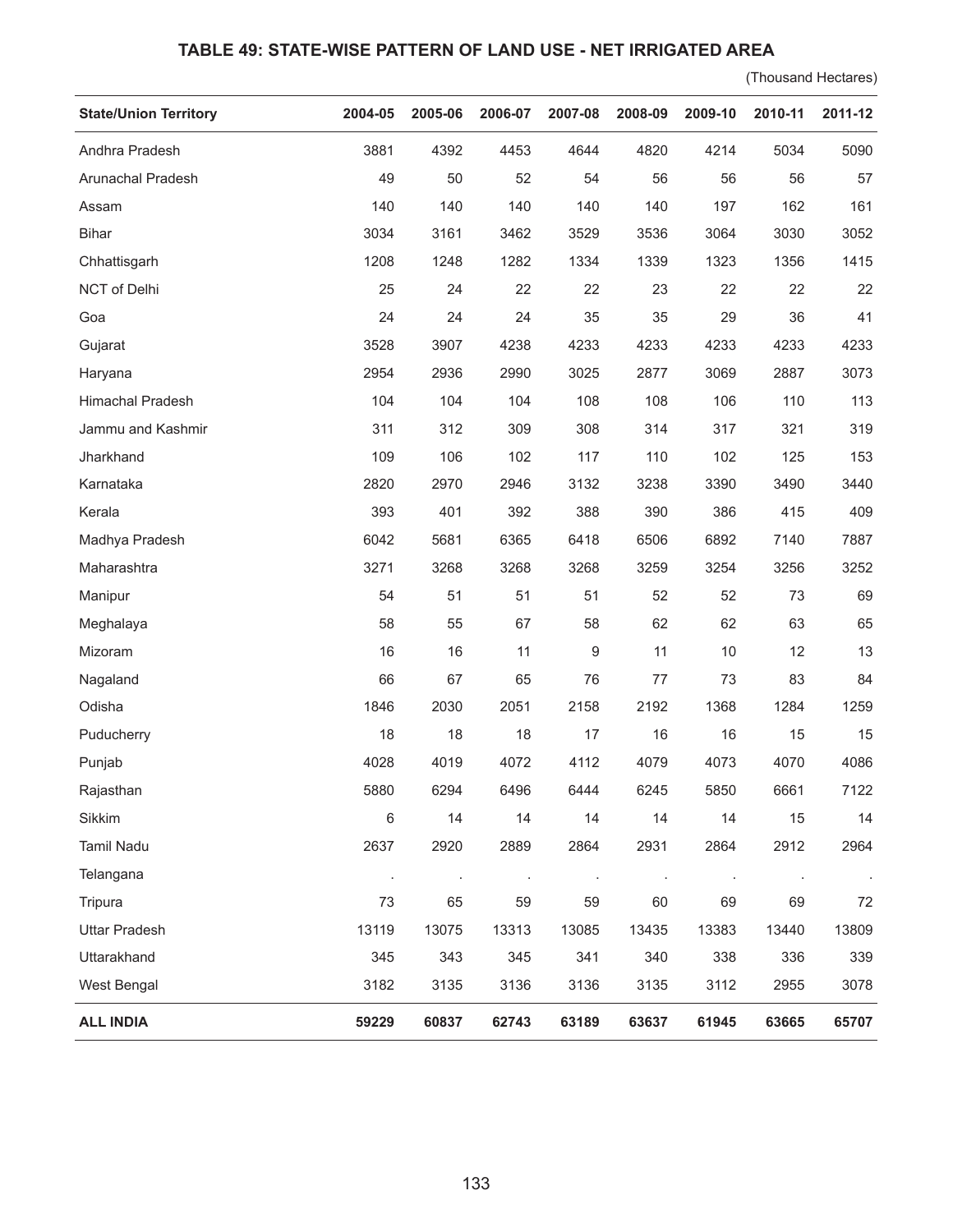## TABLE 49: STATE-WISE PATTERN OF LAND USE - NET IRRIGATED AREA

(Thousand Hectares)

| State/Union Territory | 2004-05 | 2005-06 | 2006-07 | 2007-08 | 2008-09 | 2009-10 | 2010-11 | 2011-12 |
|---|---|---|---|---|---|---|---|---|
| Andhra Pradesh | 3881 | 4392 | 4453 | 4644 | 4820 | 4214 | 5034 | 5090 |
| Arunachal Pradesh | 49 | 50 | 52 | 54 | 56 | 56 | 56 | 57 |
| Assam | 140 | 140 | 140 | 140 | 140 | 197 | 162 | 161 |
| Bihar | 3034 | 3161 | 3462 | 3529 | 3536 | 3064 | 3030 | 3052 |
| Chhattisgarh | 1208 | 1248 | 1282 | 1334 | 1339 | 1323 | 1356 | 1415 |
| NCT of Delhi | 25 | 24 | 22 | 22 | 23 | 22 | 22 | 22 |
| Goa | 24 | 24 | 24 | 35 | 35 | 29 | 36 | 41 |
| Gujarat | 3528 | 3907 | 4238 | 4233 | 4233 | 4233 | 4233 | 4233 |
| Haryana | 2954 | 2936 | 2990 | 3025 | 2877 | 3069 | 2887 | 3073 |
| Himachal Pradesh | 104 | 104 | 104 | 108 | 108 | 106 | 110 | 113 |
| Jammu and Kashmir | 311 | 312 | 309 | 308 | 314 | 317 | 321 | 319 |
| Jharkhand | 109 | 106 | 102 | 117 | 110 | 102 | 125 | 153 |
| Karnataka | 2820 | 2970 | 2946 | 3132 | 3238 | 3390 | 3490 | 3440 |
| Kerala | 393 | 401 | 392 | 388 | 390 | 386 | 415 | 409 |
| Madhya Pradesh | 6042 | 5681 | 6365 | 6418 | 6506 | 6892 | 7140 | 7887 |
| Maharashtra | 3271 | 3268 | 3268 | 3268 | 3259 | 3254 | 3256 | 3252 |
| Manipur | 54 | 51 | 51 | 51 | 52 | 52 | 73 | 69 |
| Meghalaya | 58 | 55 | 67 | 58 | 62 | 62 | 63 | 65 |
| Mizoram | 16 | 16 | 11 | 9 | 11 | 10 | 12 | 13 |
| Nagaland | 66 | 67 | 65 | 76 | 77 | 73 | 83 | 84 |
| Odisha | 1846 | 2030 | 2051 | 2158 | 2192 | 1368 | 1284 | 1259 |
| Puducherry | 18 | 18 | 18 | 17 | 16 | 16 | 15 | 15 |
| Punjab | 4028 | 4019 | 4072 | 4112 | 4079 | 4073 | 4070 | 4086 |
| Rajasthan | 5880 | 6294 | 6496 | 6444 | 6245 | 5850 | 6661 | 7122 |
| Sikkim | 6 | 14 | 14 | 14 | 14 | 14 | 15 | 14 |
| Tamil Nadu | 2637 | 2920 | 2889 | 2864 | 2931 | 2864 | 2912 | 2964 |
| Telangana | . | . | . | . | . | . | . | . |
| Tripura | 73 | 65 | 59 | 59 | 60 | 69 | 69 | 72 |
| Uttar Pradesh | 13119 | 13075 | 13313 | 13085 | 13435 | 13383 | 13440 | 13809 |
| Uttarakhand | 345 | 343 | 345 | 341 | 340 | 338 | 336 | 339 |
| West Bengal | 3182 | 3135 | 3136 | 3136 | 3135 | 3112 | 2955 | 3078 |
| **ALL INDIA** | **59229** | **60837** | **62743** | **63189** | **63637** | **61945** | **63665** | **65707** |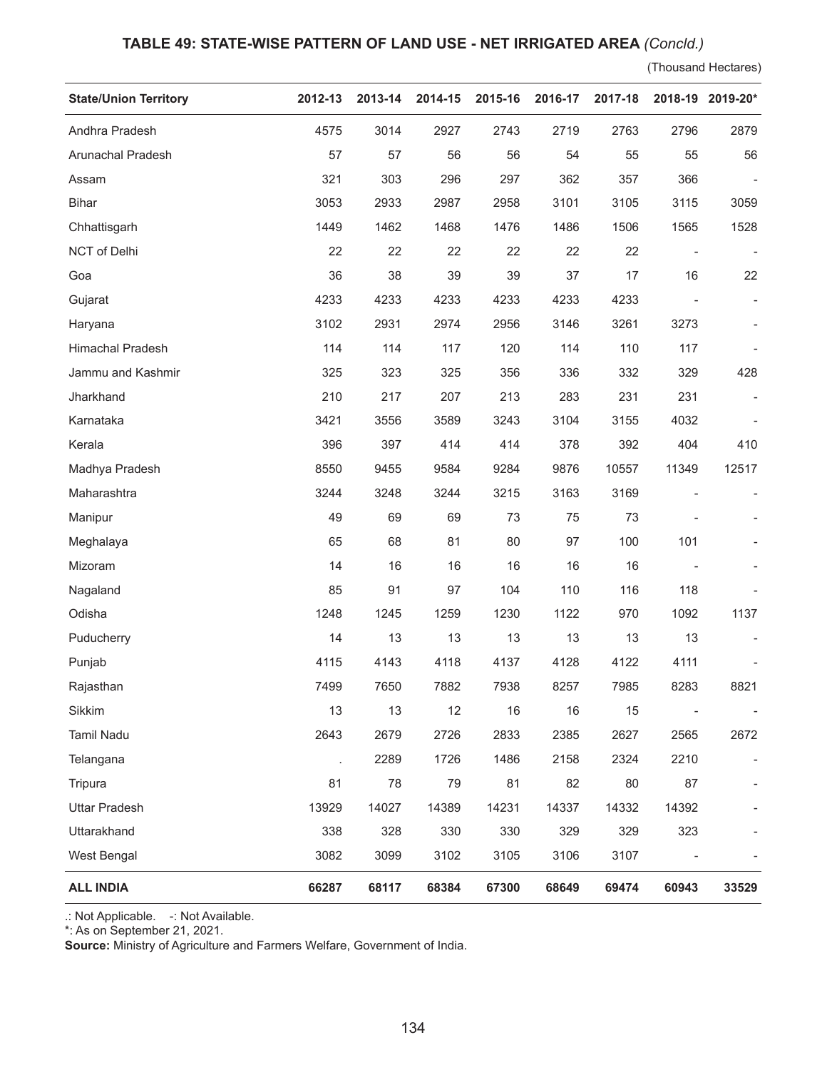## TABLE 49: STATE-WISE PATTERN OF LAND USE - NET IRRIGATED AREA *(Concld.)*

(Thousand Hectares)

| State/Union Territory | 2012-13 | 2013-14 | 2014-15 | 2015-16 | 2016-17 | 2017-18 | 2018-19 | 2019-20* |
|---|---|---|---|---|---|---|---|---|
| Andhra Pradesh | 4575 | 3014 | 2927 | 2743 | 2719 | 2763 | 2796 | 2879 |
| Arunachal Pradesh | 57 | 57 | 56 | 56 | 54 | 55 | 55 | 56 |
| Assam | 321 | 303 | 296 | 297 | 362 | 357 | 366 | - |
| Bihar | 3053 | 2933 | 2987 | 2958 | 3101 | 3105 | 3115 | 3059 |
| Chhattisgarh | 1449 | 1462 | 1468 | 1476 | 1486 | 1506 | 1565 | 1528 |
| NCT of Delhi | 22 | 22 | 22 | 22 | 22 | 22 | - | - |
| Goa | 36 | 38 | 39 | 39 | 37 | 17 | 16 | 22 |
| Gujarat | 4233 | 4233 | 4233 | 4233 | 4233 | 4233 | - | - |
| Haryana | 3102 | 2931 | 2974 | 2956 | 3146 | 3261 | 3273 | - |
| Himachal Pradesh | 114 | 114 | 117 | 120 | 114 | 110 | 117 | - |
| Jammu and Kashmir | 325 | 323 | 325 | 356 | 336 | 332 | 329 | 428 |
| Jharkhand | 210 | 217 | 207 | 213 | 283 | 231 | 231 | - |
| Karnataka | 3421 | 3556 | 3589 | 3243 | 3104 | 3155 | 4032 | - |
| Kerala | 396 | 397 | 414 | 414 | 378 | 392 | 404 | 410 |
| Madhya Pradesh | 8550 | 9455 | 9584 | 9284 | 9876 | 10557 | 11349 | 12517 |
| Maharashtra | 3244 | 3248 | 3244 | 3215 | 3163 | 3169 | - | - |
| Manipur | 49 | 69 | 69 | 73 | 75 | 73 | - | - |
| Meghalaya | 65 | 68 | 81 | 80 | 97 | 100 | 101 | - |
| Mizoram | 14 | 16 | 16 | 16 | 16 | 16 | - | - |
| Nagaland | 85 | 91 | 97 | 104 | 110 | 116 | 118 | - |
| Odisha | 1248 | 1245 | 1259 | 1230 | 1122 | 970 | 1092 | 1137 |
| Puducherry | 14 | 13 | 13 | 13 | 13 | 13 | 13 | - |
| Punjab | 4115 | 4143 | 4118 | 4137 | 4128 | 4122 | 4111 | - |
| Rajasthan | 7499 | 7650 | 7882 | 7938 | 8257 | 7985 | 8283 | 8821 |
| Sikkim | 13 | 13 | 12 | 16 | 16 | 15 | - | - |
| Tamil Nadu | 2643 | 2679 | 2726 | 2833 | 2385 | 2627 | 2565 | 2672 |
| Telangana | . | 2289 | 1726 | 1486 | 2158 | 2324 | 2210 | - |
| Tripura | 81 | 78 | 79 | 81 | 82 | 80 | 87 | - |
| Uttar Pradesh | 13929 | 14027 | 14389 | 14231 | 14337 | 14332 | 14392 | - |
| Uttarakhand | 338 | 328 | 330 | 330 | 329 | 329 | 323 | - |
| West Bengal | 3082 | 3099 | 3102 | 3105 | 3106 | 3107 | - | - |
| **ALL INDIA** | **66287** | **68117** | **68384** | **67300** | **68649** | **69474** | **60943** | **33529** |

.: Not Applicable. -: Not Available.

*: As on September 21, 2021.

**Source:** Ministry of Agriculture and Farmers Welfare, Government of India.